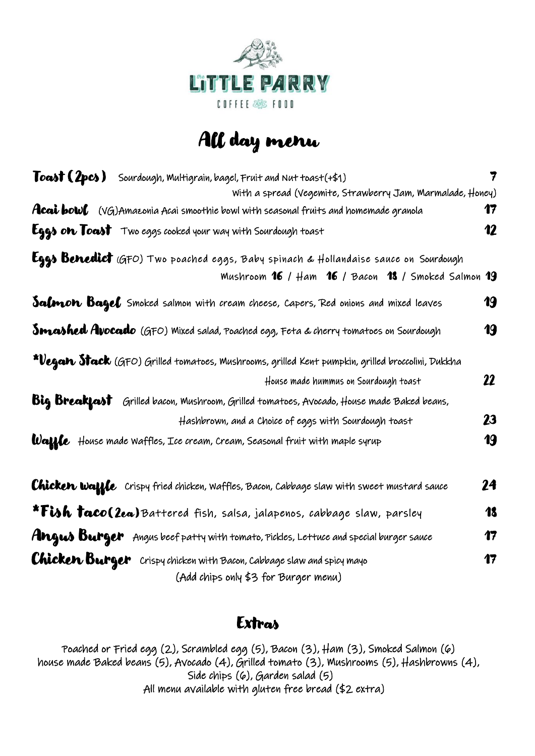# The Little Parry

COFFEE AND FOOD

## All day menu

**Toast (2pcs)** Sourdough, Multigrain, bagel, Fruit and Nut toast(+$1) — **7**
With a spread (Vegemite, Strawberry Jam, Marmalade, Honey)

**Acai bowl** (VG)Amazonia Acai smoothie bowl with seasonal fruits and homemade granola — **17**

**Eggs on Toast** Two eggs cooked your way with Sourdough toast — **12**

**Eggs Benedict** (GFO) Two poached eggs, Baby spinach & Hollandaise sauce on Sourdough
Mushroom **16** / Ham **16** / Bacon **18** / Smoked Salmon **19**

**Salmon Bagel** Smoked salmon with cream cheese, Capers, Red onions and mixed leaves — **19**

**Smashed Avocado** (GFO) Mixed salad, Poached egg, Feta & cherry tomatoes on Sourdough — **19**

***Vegan Stack** (GFO) Grilled tomatoes, Mushrooms, grilled Kent pumpkin, grilled broccolini, Dukkha
House made hummus on Sourdough toast — **22**

**Big Breakfast** Grilled bacon, Mushroom, Grilled tomatoes, Avocado, House made Baked beans,
Hashbrown, and a Choice of eggs with Sourdough toast — **23**

**Waffle** House made Waffles, Ice cream, Cream, Seasonal fruit with maple syrup — **19**

**Chicken waffle** Crispy fried chicken, Waffles, Bacon, Cabbage slaw with sweet mustard sauce — **24**

***Fish taco(2ea)** Battered fish, salsa, jalapenos, cabbage slaw, parsley — **18**

**Angus Burger** Angus beef patty with tomato, Pickles, Lettuce and special burger sauce — **17**

**Chicken Burger** Crispy chicken with Bacon, Cabbage slaw and spicy mayo — **17**

(Add chips only $3 for Burger menu)

## Extras

Poached or Fried egg (2), Scrambled egg (5), Bacon (3), Ham (3), Smoked Salmon (6)
house made Baked beans (5), Avocado (4), Grilled tomato (3), Mushrooms (5), Hashbrowns (4),
Side chips (6), Garden salad (5)
All menu available with gluten free bread ($2 extra)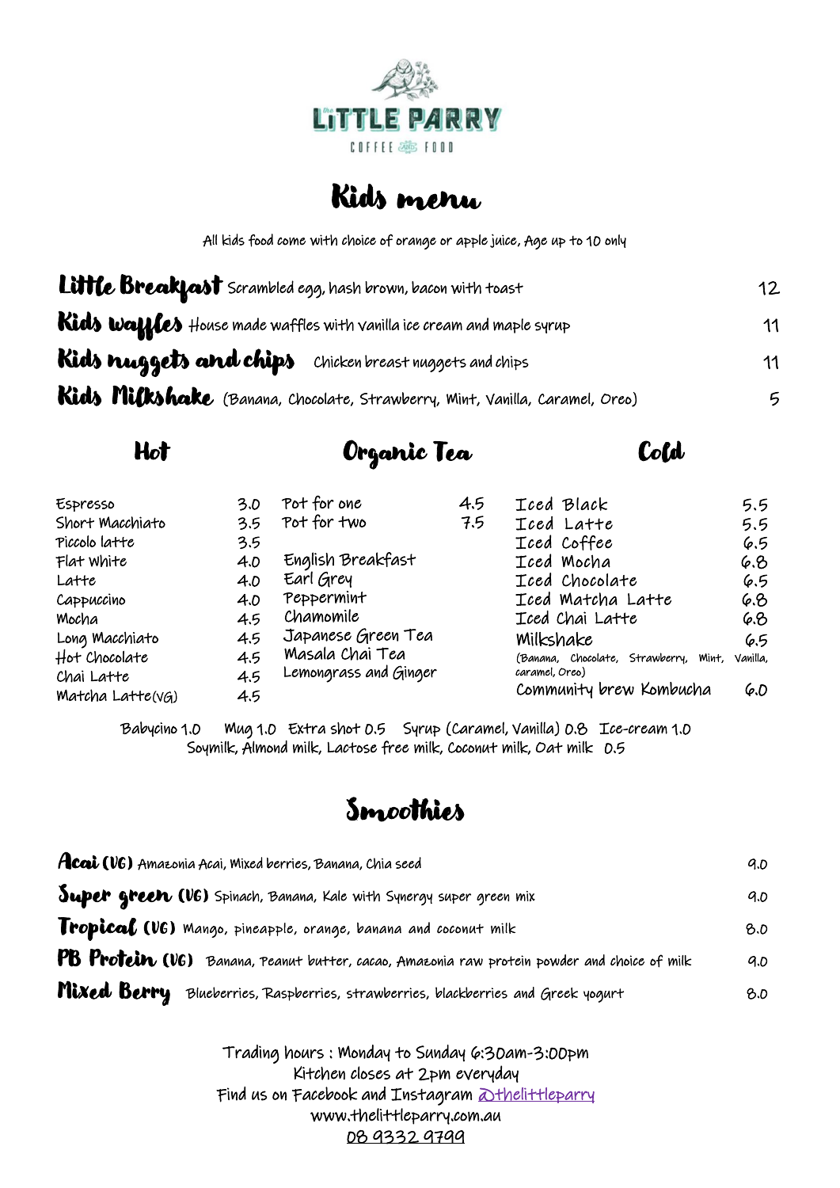THE LITTLE PARRY

COFFEE AND FOOD

# Kids menu

All kids food come with choice of orange or apple juice, Age up to 10 only

| | | |
|---|---|---|
| **Little Breakfast** | Scrambled egg, hash brown, bacon with toast | 12 |
| **Kids waffles** | House made waffles with vanilla ice cream and maple syrup | 11 |
| **Kids nuggets and chips** | Chicken breast nuggets and chips | 11 |
| **Kids Milkshake** | (Banana, Chocolate, Strawberry, Mint, Vanilla, Caramel, Oreo) | 5 |

## Hot

| | |
|---|---|
| Espresso | 3.0 |
| Short Macchiato | 3.5 |
| Piccolo latte | 3.5 |
| Flat White | 4.0 |
| Latte | 4.0 |
| Cappuccino | 4.0 |
| Mocha | 4.5 |
| Long Macchiato | 4.5 |
| Hot Chocolate | 4.5 |
| Chai Latte | 4.5 |
| Matcha Latte(VG) | 4.5 |

## Organic Tea

| | |
|---|---|
| Pot for one | 4.5 |
| Pot for two | 7.5 |

English Breakfast
Earl Grey
Peppermint
Chamomile
Japanese Green Tea
Masala Chai Tea
Lemongrass and Ginger

## Cold

| | |
|---|---|
| Iced Black | 5.5 |
| Iced Latte | 5.5 |
| Iced Coffee | 6.5 |
| Iced Mocha | 6.8 |
| Iced Chocolate | 6.5 |
| Iced Matcha Latte | 6.8 |
| Iced Chai Latte | 6.8 |
| Milkshake (Banana, Chocolate, Strawberry, Mint, Vanilla, caramel, Oreo) | 6.5 |
| Community brew Kombucha | 6.0 |

Babycino 1.0 Mug 1.0 Extra shot 0.5 Syrup (Caramel, Vanilla) 0.8 Ice-cream 1.0
Soymilk, Almond milk, Lactose free milk, Coconut milk, Oat milk 0.5

# Smoothies

| | | |
|---|---|---|
| **Acai (VG)** | Amazonia Acai, Mixed berries, Banana, Chia seed | 9.0 |
| **Super green (VG)** | Spinach, Banana, Kale with Synergy super green mix | 9.0 |
| **Tropical (VG)** | Mango, pineapple, orange, banana and coconut milk | 8.0 |
| **PB Protein (VG)** | Banana, Peanut butter, cacao, Amazonia raw protein powder and choice of milk | 9.0 |
| **Mixed Berry** | Blueberries, Raspberries, strawberries, blackberries and Greek yogurt | 8.0 |

Trading hours : Monday to Sunday 6:30am-3:00pm
Kitchen closes at 2pm everyday
Find us on Facebook and Instagram @thelittleparry
www.thelittleparry.com.au
08 9332 9799